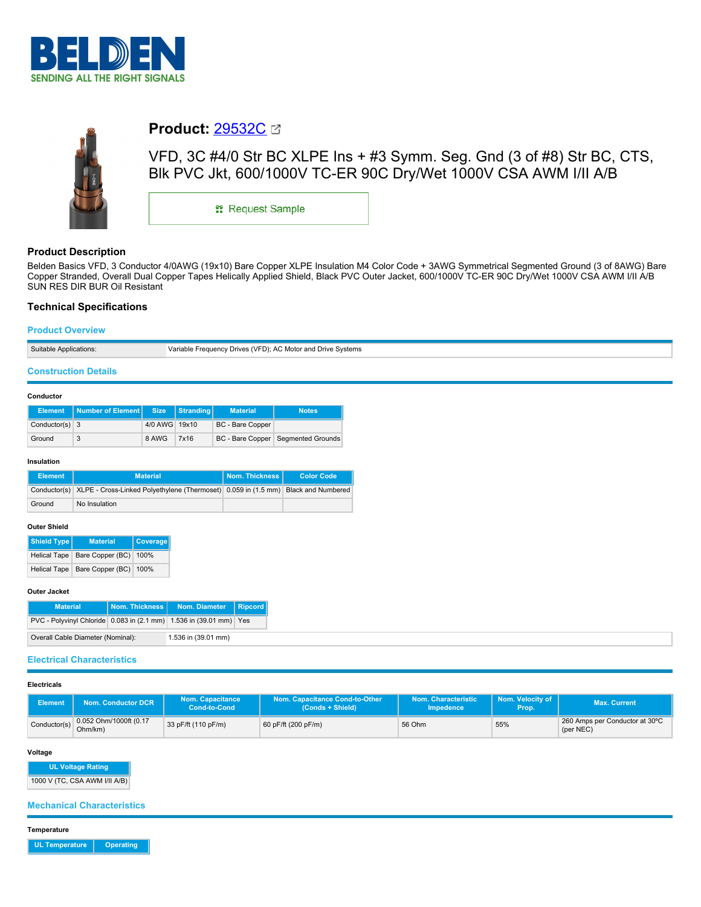# Product: 29532C

VFD, 3C #4/0 Str BC XLPE Ins + #3 Symm. Seg. Gnd (3 of #8) Str BC, CTS, Blk PVC Jkt, 600/1000V TC-ER 90C Dry/Wet 1000V CSA AWM I/II A/B

Request Sample

## Product Description

Belden Basics VFD, 3 Conductor 4/0AWG (19x10) Bare Copper XLPE Insulation M4 Color Code + 3AWG Symmetrical Segmented Ground (3 of 8AWG) Bare Copper Stranded, Overall Dual Copper Tapes Helically Applied Shield, Black PVC Outer Jacket, 600/1000V TC-ER 90C Dry/Wet 1000V CSA AWM I/II A/B SUN RES DIR BUR Oil Resistant

## Technical Specifications

### Product Overview

| | |
|---|---|
| Suitable Applications: | Variable Frequency Drives (VFD); AC Motor and Drive Systems |

### Construction Details

#### Conductor

| Element | Number of Element | Size | Stranding | Material | Notes |
|---|---|---|---|---|---|
| Conductor(s) | 3 | 4/0 AWG | 19x10 | BC - Bare Copper | |
| Ground | 3 | 8 AWG | 7x16 | BC - Bare Copper | Segmented Grounds |

#### Insulation

| Element | Material | Nom. Thickness | Color Code |
|---|---|---|---|
| Conductor(s) | XLPE - Cross-Linked Polyethylene (Thermoset) | 0.059 in (1.5 mm) | Black and Numbered |
| Ground | No Insulation | | |

#### Outer Shield

| Shield Type | Material | Coverage |
|---|---|---|
| Helical Tape | Bare Copper (BC) | 100% |
| Helical Tape | Bare Copper (BC) | 100% |

#### Outer Jacket

| Material | Nom. Thickness | Nom. Diameter | Ripcord |
|---|---|---|---|
| PVC - Polyvinyl Chloride | 0.083 in (2.1 mm) | 1.536 in (39.01 mm) | Yes |

| | |
|---|---|
| Overall Cable Diameter (Nominal): | 1.536 in (39.01 mm) |

### Electrical Characteristics

#### Electricals

| Element | Nom. Conductor DCR | Nom. Capacitance Cond-to-Cond | Nom. Capacitance Cond-to-Other (Conds + Shield) | Nom. Characteristic Impedence | Nom. Velocity of Prop. | Max. Current |
|---|---|---|---|---|---|---|
| Conductor(s) | 0.052 Ohm/1000ft (0.17 Ohm/km) | 33 pF/ft (110 pF/m) | 60 pF/ft (200 pF/m) | 56 Ohm | 55% | 260 Amps per Conductor at 30°C (per NEC) |

#### Voltage

| UL Voltage Rating |
|---|
| 1000 V (TC, CSA AWM I/II A/B) |

### Mechanical Characteristics

#### Temperature

| UL Temperature | Operating |
|---|---|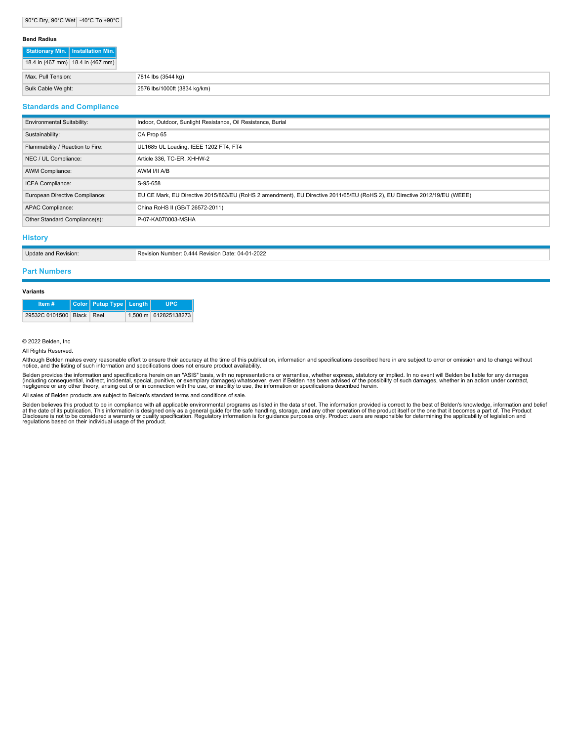| | |
|---|---|
| 90°C Dry, 90°C Wet | -40°C To +90°C |

**Bend Radius**

| Stationary Min. | Installation Min. |
|---|---|
| 18.4 in (467 mm) | 18.4 in (467 mm) |

| | |
|---|---|
| Max. Pull Tension: | 7814 lbs (3544 kg) |
| Bulk Cable Weight: | 2576 lbs/1000ft (3834 kg/km) |

## Standards and Compliance

| | |
|---|---|
| Environmental Suitability: | Indoor, Outdoor, Sunlight Resistance, Oil Resistance, Burial |
| Sustainability: | CA Prop 65 |
| Flammability / Reaction to Fire: | UL1685 UL Loading, IEEE 1202 FT4, FT4 |
| NEC / UL Compliance: | Article 336, TC-ER, XHHW-2 |
| AWM Compliance: | AWM I/II A/B |
| ICEA Compliance: | S-95-658 |
| European Directive Compliance: | EU CE Mark, EU Directive 2015/863/EU (RoHS 2 amendment), EU Directive 2011/65/EU (RoHS 2), EU Directive 2012/19/EU (WEEE) |
| APAC Compliance: | China RoHS II (GB/T 26572-2011) |
| Other Standard Compliance(s): | P-07-KA070003-MSHA |

## History

| | |
|---|---|
| Update and Revision: | Revision Number: 0.444 Revision Date: 04-01-2022 |

## Part Numbers

**Variants**

| Item # | Color | Putup Type | Length | UPC |
|---|---|---|---|---|
| 29532C 0101500 | Black | Reel | 1,500 m | 612825138273 |

© 2022 Belden, Inc

All Rights Reserved.

Although Belden makes every reasonable effort to ensure their accuracy at the time of this publication, information and specifications described here in are subject to error or omission and to change without notice, and the listing of such information and specifications does not ensure product availability.

Belden provides the information and specifications herein on an "ASIS" basis, with no representations or warranties, whether express, statutory or implied. In no event will Belden be liable for any damages (including consequential, indirect, incidental, special, punitive, or exemplary damages) whatsoever, even if Belden has been advised of the possibility of such damages, whether in an action under contract, negligence or any other theory, arising out of or in connection with the use, or inability to use, the information or specifications described herein.

All sales of Belden products are subject to Belden's standard terms and conditions of sale.

Belden believes this product to be in compliance with all applicable environmental programs as listed in the data sheet. The information provided is correct to the best of Belden's knowledge, information and belief at the date of its publication. This information is designed only as a general guide for the safe handling, storage, and any other operation of the product itself or the one that it becomes a part of. The Product Disclosure is not to be considered a warranty or quality specification. Regulatory information is for guidance purposes only. Product users are responsible for determining the applicability of legislation and regulations based on their individual usage of the product.